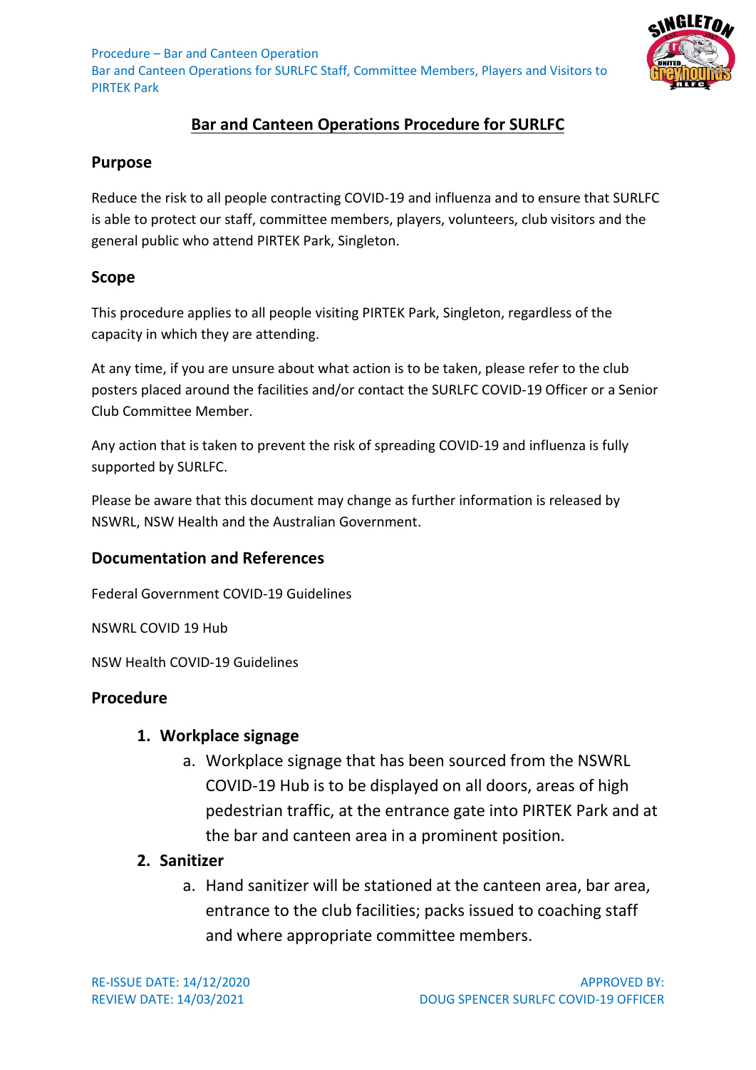# Bar and Canteen Operations Procedure for SURLFC

## Purpose

Reduce the risk to all people contracting COVID-19 and influenza and to ensure that SURLFC is able to protect our staff, committee members, players, volunteers, club visitors and the general public who attend PIRTEK Park, Singleton.

## Scope

This procedure applies to all people visiting PIRTEK Park, Singleton, regardless of the capacity in which they are attending.

At any time, if you are unsure about what action is to be taken, please refer to the club posters placed around the facilities and/or contact the SURLFC COVID-19 Officer or a Senior Club Committee Member.

Any action that is taken to prevent the risk of spreading COVID-19 and influenza is fully supported by SURLFC.

Please be aware that this document may change as further information is released by NSWRL, NSW Health and the Australian Government.

## Documentation and References

Federal Government COVID-19 Guidelines

NSWRL COVID 19 Hub

NSW Health COVID-19 Guidelines

## Procedure

1. **Workplace signage**
   a. Workplace signage that has been sourced from the NSWRL COVID-19 Hub is to be displayed on all doors, areas of high pedestrian traffic, at the entrance gate into PIRTEK Park and at the bar and canteen area in a prominent position.
2. **Sanitizer**
   a. Hand sanitizer will be stationed at the canteen area, bar area, entrance to the club facilities; packs issued to coaching staff and where appropriate committee members.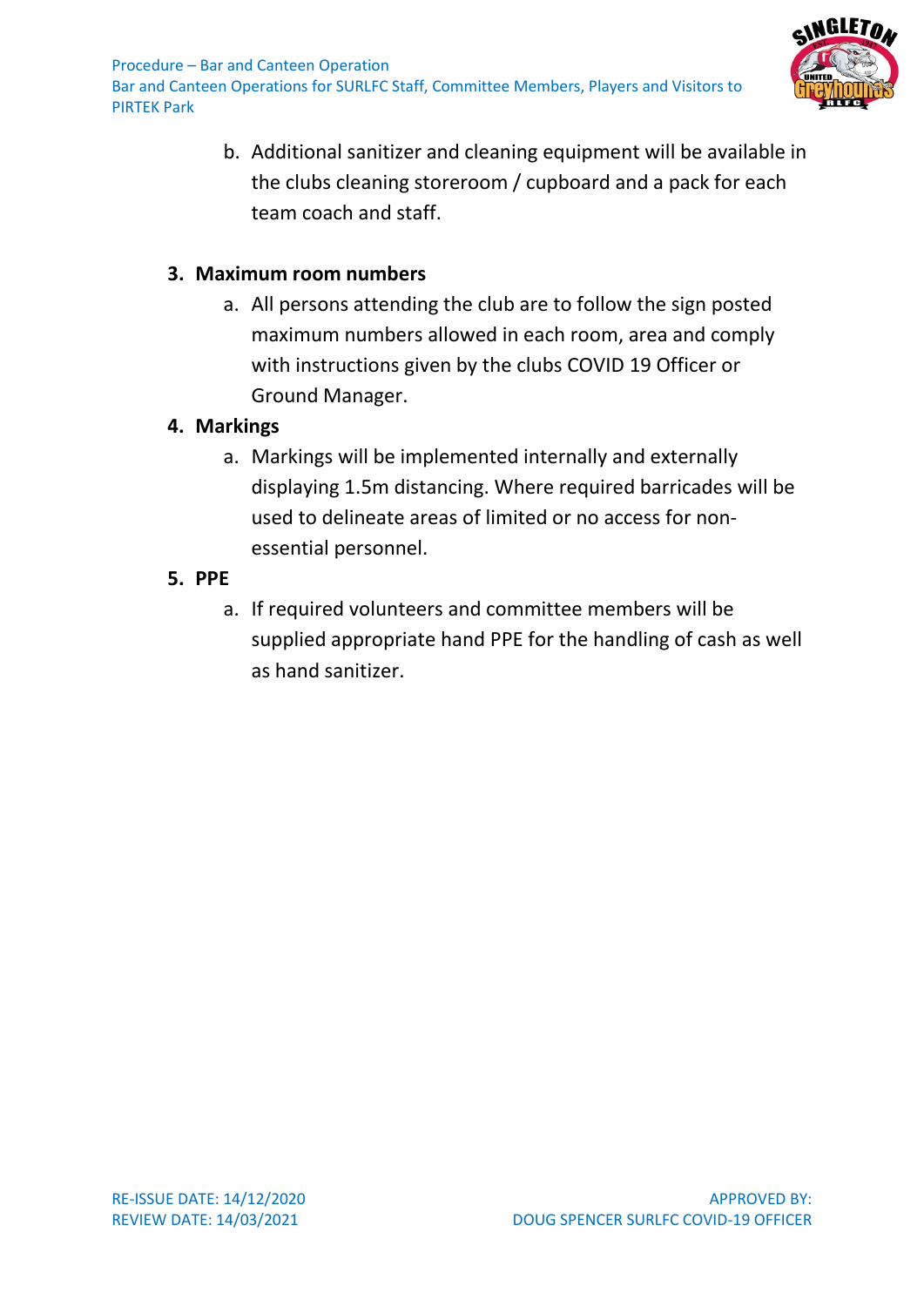b. Additional sanitizer and cleaning equipment will be available in the clubs cleaning storeroom / cupboard and a pack for each team coach and staff.

3. **Maximum room numbers**
   a. All persons attending the club are to follow the sign posted maximum numbers allowed in each room, area and comply with instructions given by the clubs COVID 19 Officer or Ground Manager.
4. **Markings**
   a. Markings will be implemented internally and externally displaying 1.5m distancing. Where required barricades will be used to delineate areas of limited or no access for non-essential personnel.
5. **PPE**
   a. If required volunteers and committee members will be supplied appropriate hand PPE for the handling of cash as well as hand sanitizer.

RE-ISSUE DATE: 14/12/2020
REVIEW DATE: 14/03/2021

APPROVED BY:
DOUG SPENCER SURLFC COVID-19 OFFICER